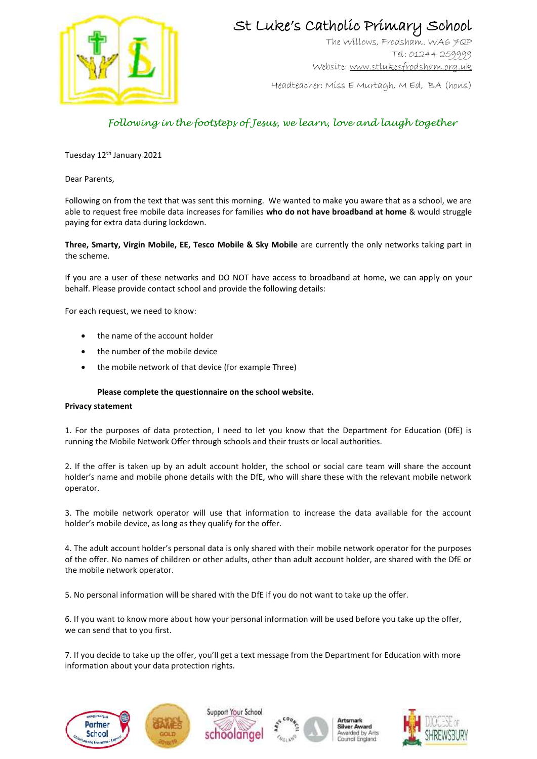# St Luke's Catholic Primary School

The Willows, Frodsham. WA6 7QP
Tel: 01244 259999
Website: www.stlukesfrodsham.org.uk

Headteacher: Miss E Murtagh, M Ed, BA (hons)

*Following in the footsteps of Jesus, we learn, love and laugh together*

Tuesday 12th January 2021

Dear Parents,

Following on from the text that was sent this morning. We wanted to make you aware that as a school, we are able to request free mobile data increases for families **who do not have broadband at home** & would struggle paying for extra data during lockdown.

**Three, Smarty, Virgin Mobile, EE, Tesco Mobile & Sky Mobile** are currently the only networks taking part in the scheme.

If you are a user of these networks and DO NOT have access to broadband at home, we can apply on your behalf. Please provide contact school and provide the following details:

For each request, we need to know:

- the name of the account holder
- the number of the mobile device
- the mobile network of that device (for example Three)

**Please complete the questionnaire on the school website.**

**Privacy statement**

1. For the purposes of data protection, I need to let you know that the Department for Education (DfE) is running the Mobile Network Offer through schools and their trusts or local authorities.

2. If the offer is taken up by an adult account holder, the school or social care team will share the account holder's name and mobile phone details with the DfE, who will share these with the relevant mobile network operator.

3. The mobile network operator will use that information to increase the data available for the account holder's mobile device, as long as they qualify for the offer.

4. The adult account holder's personal data is only shared with their mobile network operator for the purposes of the offer. No names of children or other adults, other than adult account holder, are shared with the DfE or the mobile network operator.

5. No personal information will be shared with the DfE if you do not want to take up the offer.

6. If you want to know more about how your personal information will be used before you take up the offer, we can send that to you first.

7. If you decide to take up the offer, you'll get a text message from the Department for Education with more information about your data protection rights.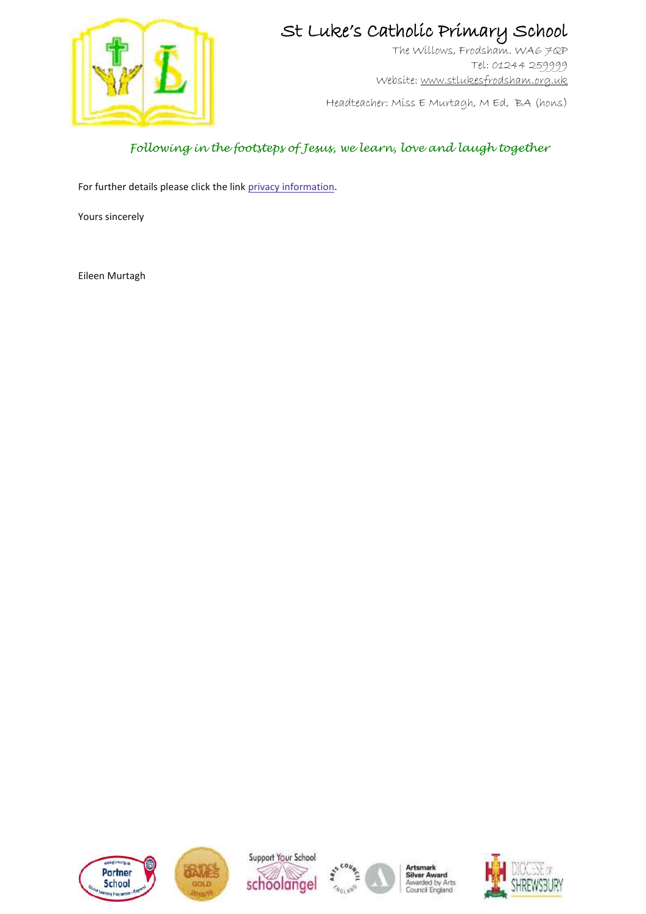# St Luke's Catholic Primary School

The Willows, Frodsham. WA6 7QP
Tel: 01244 259999
Website: www.stlukesfrodsham.org.uk

Headteacher: Miss E Murtagh, M Ed, BA (hons)

*Following in the footsteps of Jesus, we learn, love and laugh together*

For further details please click the link privacy information.

Yours sincerely

Eileen Murtagh